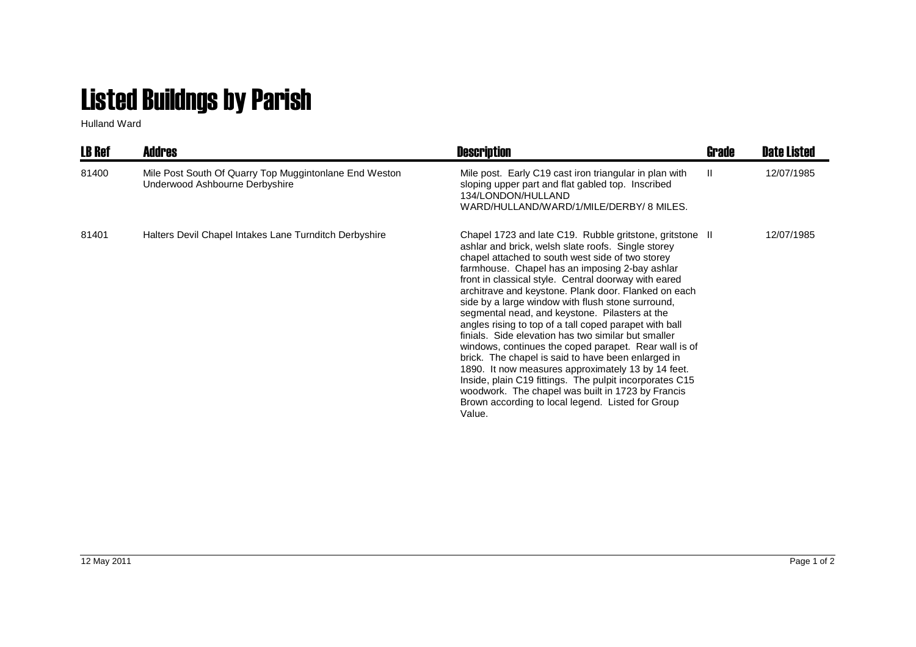# Listed Buildngs by Parish

Hulland Ward

| LB Ref | Addres | Description | Grade | Date Listed |
|---|---|---|---|---|
| 81400 | Mile Post South Of Quarry Top Mugginton​lane End Weston Underwood Ashbourne Derbyshire | Mile post. Early C19 cast iron triangular in plan with sloping upper part and flat gabled top. Inscribed 134/LONDON/HULLAND WARD/HULLAND/WARD/1/MILE/DERBY/ 8 MILES. | II | 12/07/1985 |
| 81401 | Halters Devil Chapel Intakes Lane Turnditch Derbyshire | Chapel 1723 and late C19. Rubble gritstone, gritstone ashlar and brick, welsh slate roofs. Single storey chapel attached to south west side of two storey farmhouse. Chapel has an imposing 2-bay ashlar front in classical style. Central doorway with eared architrave and keystone. Plank door. Flanked on each side by a large window with flush stone surround, segmental nead, and keystone. Pilasters at the angles rising to top of a tall coped parapet with ball finials. Side elevation has two similar but smaller windows, continues the coped parapet. Rear wall is of brick. The chapel is said to have been enlarged in 1890. It now measures approximately 13 by 14 feet. Inside, plain C19 fittings. The pulpit incorporates C15 woodwork. The chapel was built in 1723 by Francis Brown according to local legend. Listed for Group Value. | II | 12/07/1985 |

12 May 2011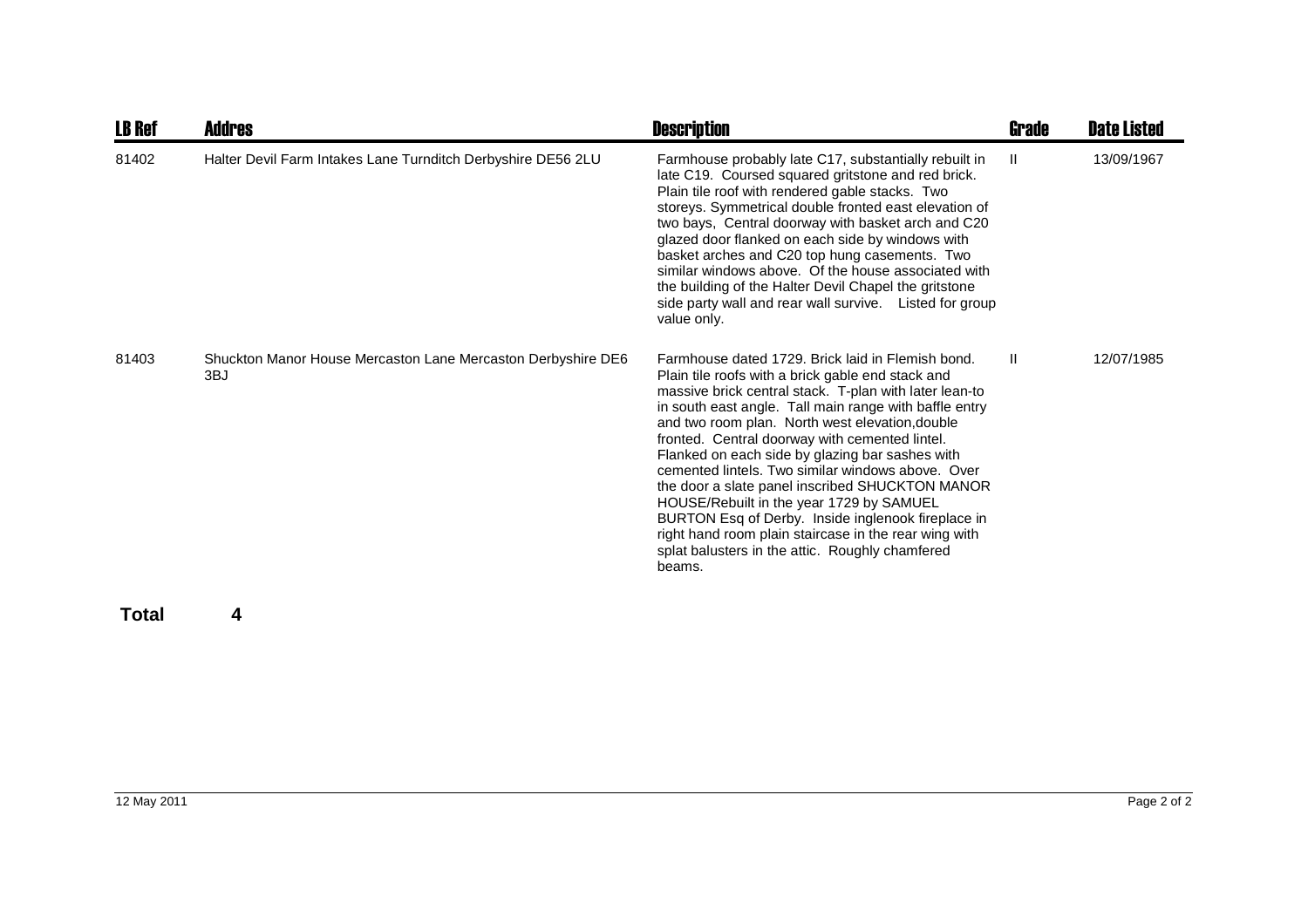| LB Ref | Addres | Description | Grade | Date Listed |
|---|---|---|---|---|
| 81402 | Halter Devil Farm Intakes Lane Turnditch Derbyshire DE56 2LU | Farmhouse probably late C17, substantially rebuilt in late C19. Coursed squared gritstone and red brick. Plain tile roof with rendered gable stacks. Two storeys. Symmetrical double fronted east elevation of two bays, Central doorway with basket arch and C20 glazed door flanked on each side by windows with basket arches and C20 top hung casements. Two similar windows above. Of the house associated with the building of the Halter Devil Chapel the gritstone side party wall and rear wall survive. Listed for group value only. | II | 13/09/1967 |
| 81403 | Shuckton Manor House Mercaston Lane Mercaston Derbyshire DE6 3BJ | Farmhouse dated 1729. Brick laid in Flemish bond. Plain tile roofs with a brick gable end stack and massive brick central stack. T-plan with later lean-to in south east angle. Tall main range with baffle entry and two room plan. North west elevation,double fronted. Central doorway with cemented lintel. Flanked on each side by glazing bar sashes with cemented lintels. Two similar windows above. Over the door a slate panel inscribed SHUCKTON MANOR HOUSE/Rebuilt in the year 1729 by SAMUEL BURTON Esq of Derby. Inside inglenook fireplace in right hand room plain staircase in the rear wing with splat balusters in the attic. Roughly chamfered beams. | II | 12/07/1985 |

**Total** **4**

12 May 2011